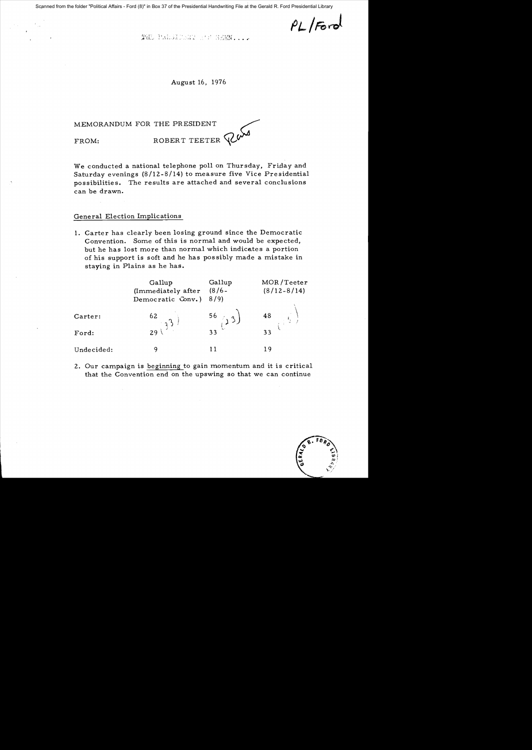PL/Ford

THE PRESIDENT HAS SEEN....

August 16, 1976

MEMORANDUM FOR THE PRESIDENT

FROM: ROBERT TEETER

We conducted a national telephone poll on Thursday, Friday and Saturday evenings (8/12-8/14) to measure five Vice Presidential possibilities. The results are attached and several conclusions can be drawn.

## General Election Implications

1. Carter has clearly been losing ground since the Democratic Convention. Some of this is normal and would be expected, but he has lost more than normal which indicates a portion of his support is soft and he has possibly made a mistake in staying in Plains as he has.

| | Gallup (Immediately after Democratic Conv.) | Gallup (8/6-8/9) | MOR/Teeter (8/12-8/14) |
|---|---|---|---|
| Carter: | 62 | 56 | 48 |
| Ford: | 29 | 33 | 33 |
| Undecided: | 9 | 11 | 19 |

2. Our campaign is beginning to gain momentum and it is critical that the Convention end on the upswing so that we can continue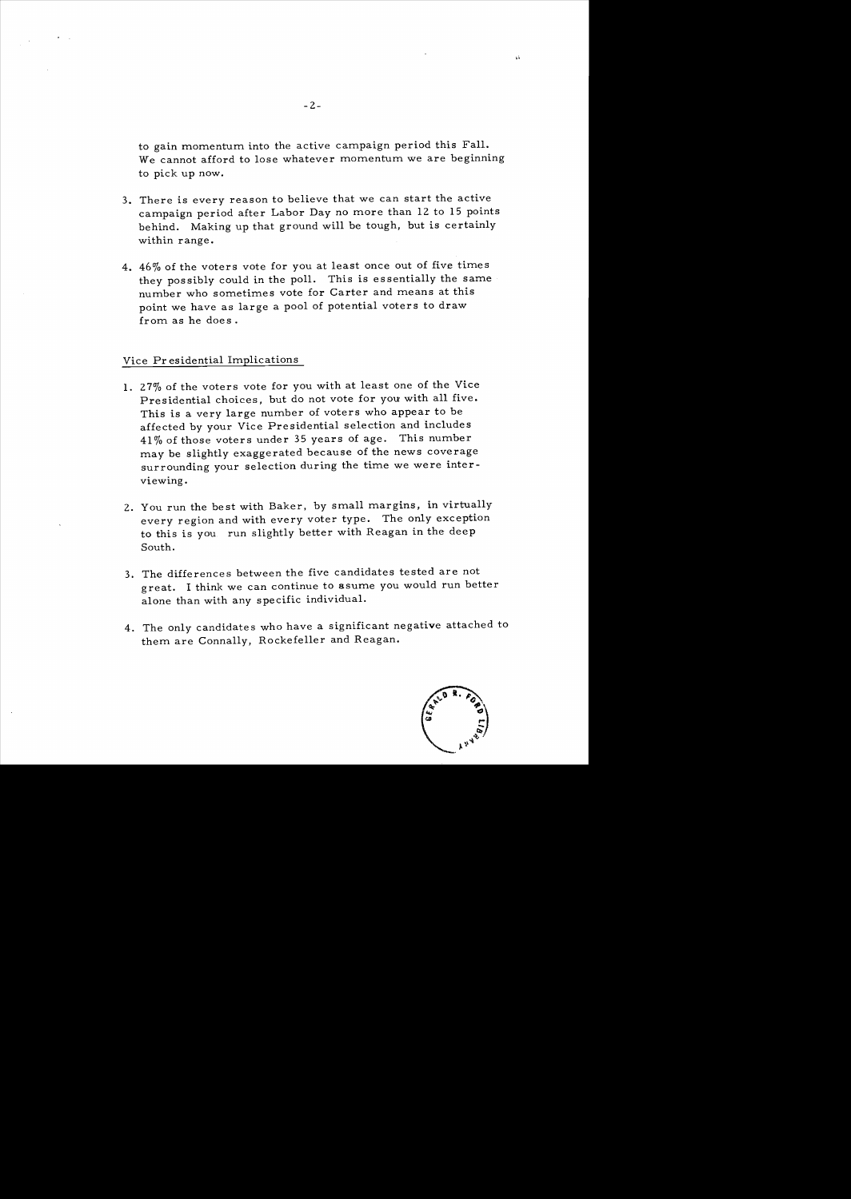to gain momentum into the active campaign period this Fall. We cannot afford to lose whatever momentum we are beginning to pick up now.

3. There is every reason to believe that we can start the active campaign period after Labor Day no more than 12 to 15 points behind. Making up that ground will be tough, but is certainly within range.

4. 46% of the voters vote for you at least once out of five times they possibly could in the poll. This is essentially the same number who sometimes vote for Carter and means at this point we have as large a pool of potential voters to draw from as he does.

Vice Presidential Implications

1. 27% of the voters vote for you with at least one of the Vice Presidential choices, but do not vote for you with all five. This is a very large number of voters who appear to be affected by your Vice Presidential selection and includes 41% of those voters under 35 years of age. This number may be slightly exaggerated because of the news coverage surrounding your selection during the time we were interviewing.

2. You run the best with Baker, by small margins, in virtually every region and with every voter type. The only exception to this is you run slightly better with Reagan in the deep South.

3. The differences between the five candidates tested are not great. I think we can continue to asume you would run better alone than with any specific individual.

4. The only candidates who have a significant negative attached to them are Connally, Rockefeller and Reagan.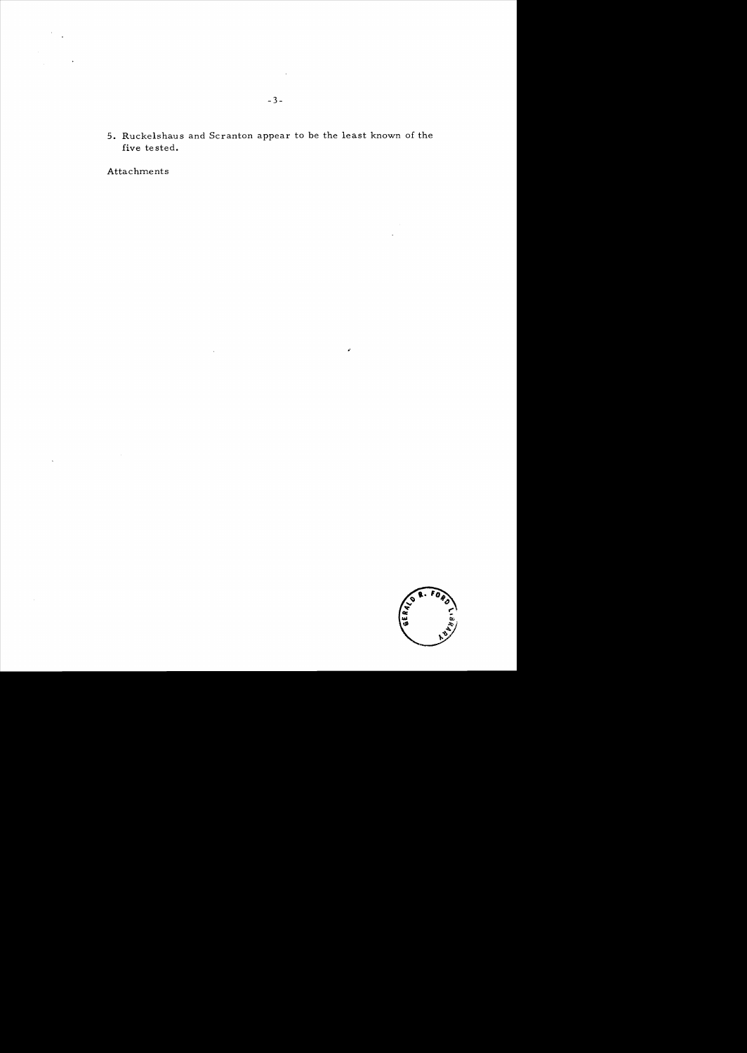5. Ruckelshaus and Scranton appear to be the least known of the five tested.

Attachments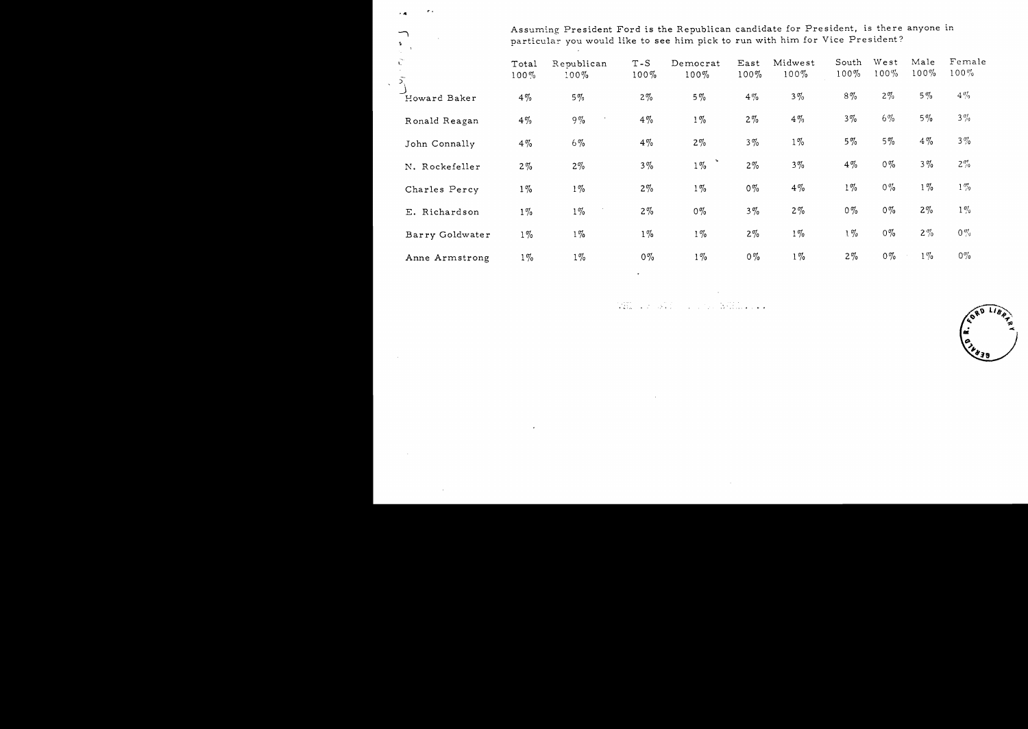Assuming President Ford is the Republican candidate for President, is there anyone in particular you would like to see him pick to run with him for Vice President?

| | Total | Republican | T-S | Democrat | East | Midwest | South | West | Male | Female |
|---|---|---|---|---|---|---|---|---|---|---|
| | 100% | 100% | 100% | 100% | 100% | 100% | 100% | 100% | 100% | 100% |
| Howard Baker | 4% | 5% | 2% | 5% | 4% | 3% | 8% | 2% | 5% | 4% |
| Ronald Reagan | 4% | 9% | 4% | 1% | 2% | 4% | 3% | 6% | 5% | 3% |
| John Connally | 4% | 6% | 4% | 2% | 3% | 1% | 5% | 5% | 4% | 3% |
| N. Rockefeller | 2% | 2% | 3% | 1% | 2% | 3% | 4% | 0% | 3% | 2% |
| Charles Percy | 1% | 1% | 2% | 1% | 0% | 4% | 1% | 0% | 1% | 1% |
| E. Richardson | 1% | 1% | 2% | 0% | 3% | 2% | 0% | 0% | 2% | 1% |
| Barry Goldwater | 1% | 1% | 1% | 1% | 2% | 1% | 1% | 0% | 2% | 0% |
| Anne Armstrong | 1% | 1% | 0% | 1% | 0% | 1% | 2% | 0% | 1% | 0% |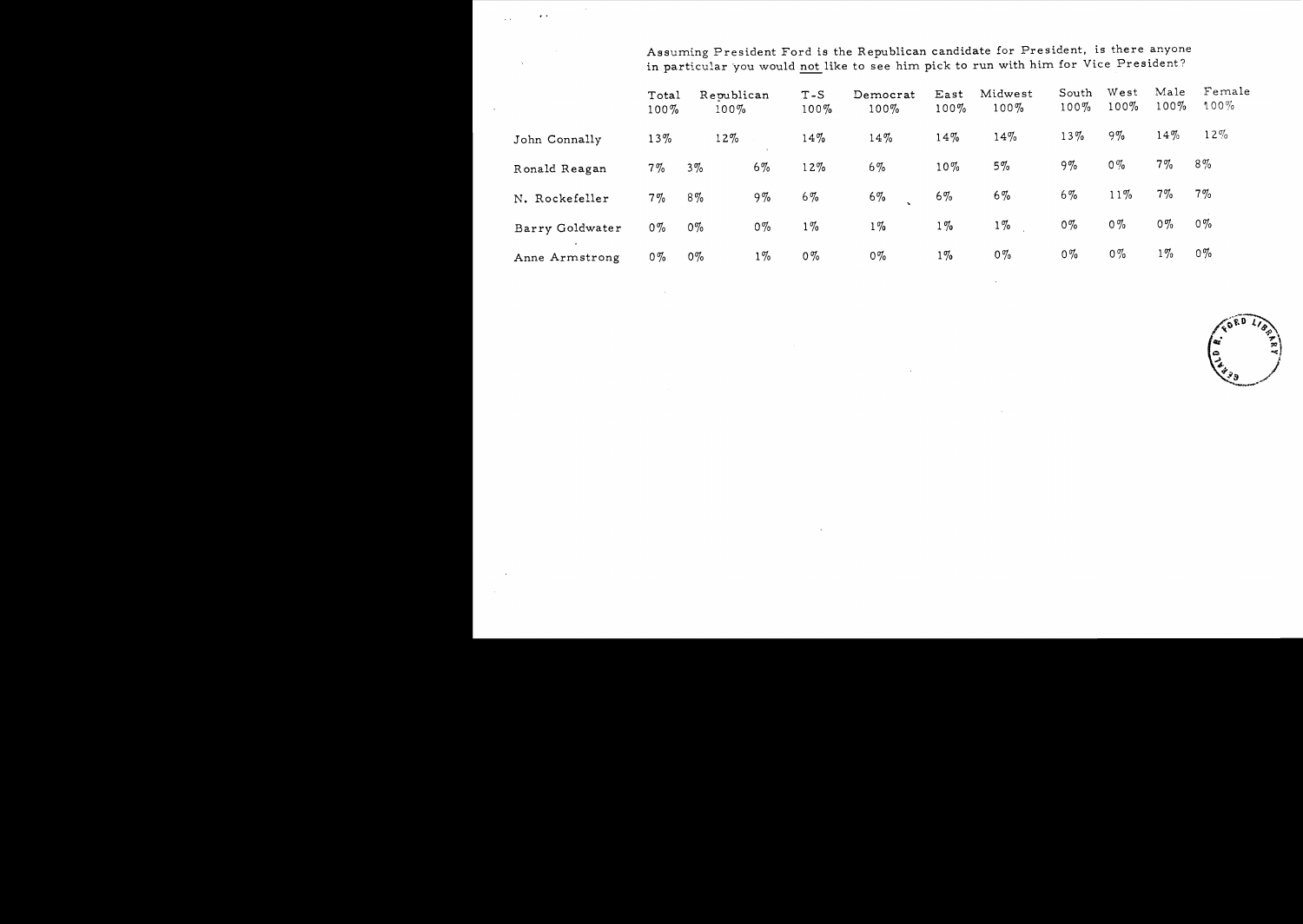Assuming President Ford is the Republican candidate for President, is there anyone in particular you would not like to see him pick to run with him for Vice President?

| | Total 100% | Republican 100% | | T-S 100% | Democrat 100% | East 100% | Midwest 100% | South 100% | West 100% | Male 100% | Female 100% |
|---|---|---|---|---|---|---|---|---|---|---|---|
| John Connally | 13% | 12% | | 14% | 14% | 14% | 14% | 13% | 9% | 14% | 12% |
| Ronald Reagan | 7% | 3% | 6% | 12% | 6% | 10% | 5% | 9% | 0% | 7% | 8% |
| N. Rockefeller | 7% | 8% | 9% | 6% | 6% | 6% | 6% | 6% | 11% | 7% | 7% |
| Barry Goldwater | 0% | 0% | 0% | 1% | 1% | 1% | 1% | 0% | 0% | 0% | 0% |
| Anne Armstrong | 0% | 0% | 1% | 0% | 0% | 1% | 0% | 0% | 0% | 1% | 0% |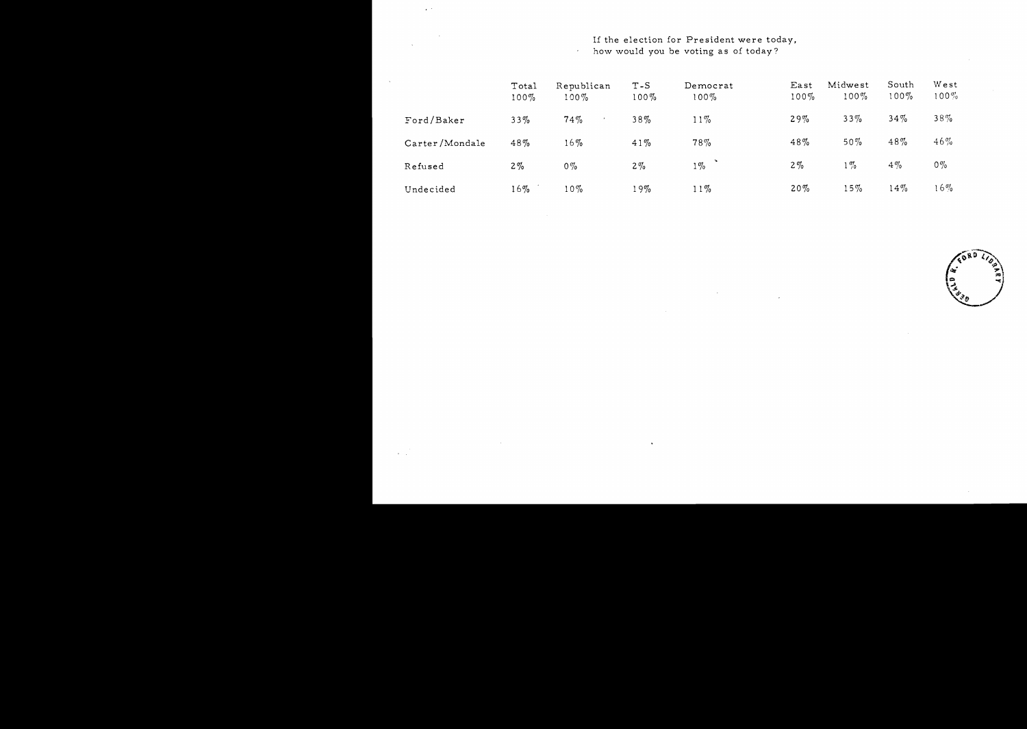If the election for President were today,
how would you be voting as of today?

| | Total | Republican | T-S | Democrat | East | Midwest | South | West |
|---|---|---|---|---|---|---|---|---|
| | 100% | 100% | 100% | 100% | 100% | 100% | 100% | 100% |
| Ford/Baker | 33% | 74% | 38% | 11% | 29% | 33% | 34% | 38% |
| Carter/Mondale | 48% | 16% | 41% | 78% | 48% | 50% | 48% | 46% |
| Refused | 2% | 0% | 2% | 1% | 2% | 1% | 4% | 0% |
| Undecided | 16% | 10% | 19% | 11% | 20% | 15% | 14% | 16% |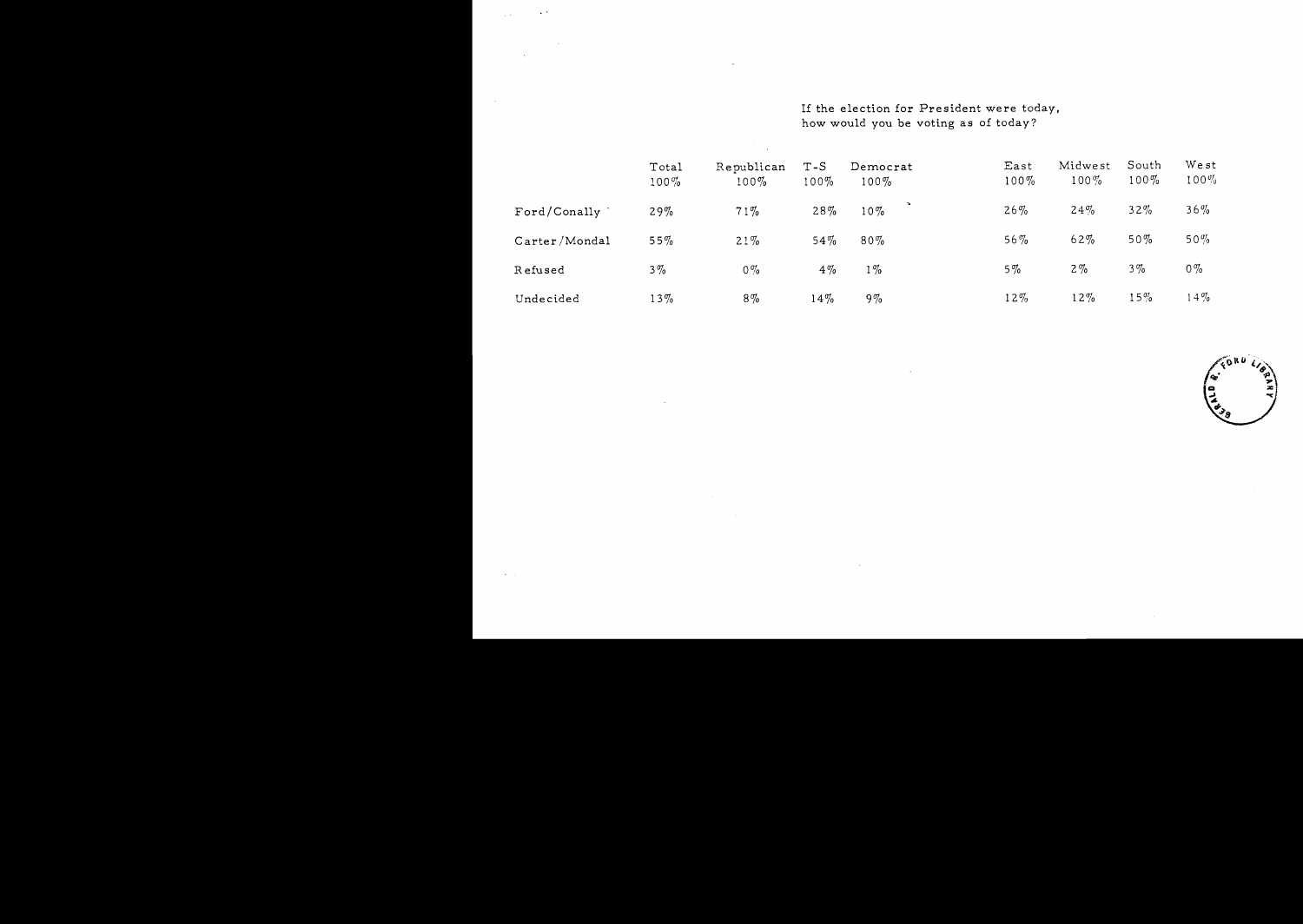If the election for President were today, how would you be voting as of today?

| | Total | Republican | T-S | Democrat | East | Midwest | South | West |
|---|---|---|---|---|---|---|---|---|
| | 100% | 100% | 100% | 100% | 100% | 100% | 100% | 100% |
| Ford/Conally | 29% | 71% | 28% | 10% | 26% | 24% | 32% | 36% |
| Carter/Mondal | 55% | 21% | 54% | 80% | 56% | 62% | 50% | 50% |
| Refused | 3% | 0% | 4% | 1% | 5% | 2% | 3% | 0% |
| Undecided | 13% | 8% | 14% | 9% | 12% | 12% | 15% | 14% |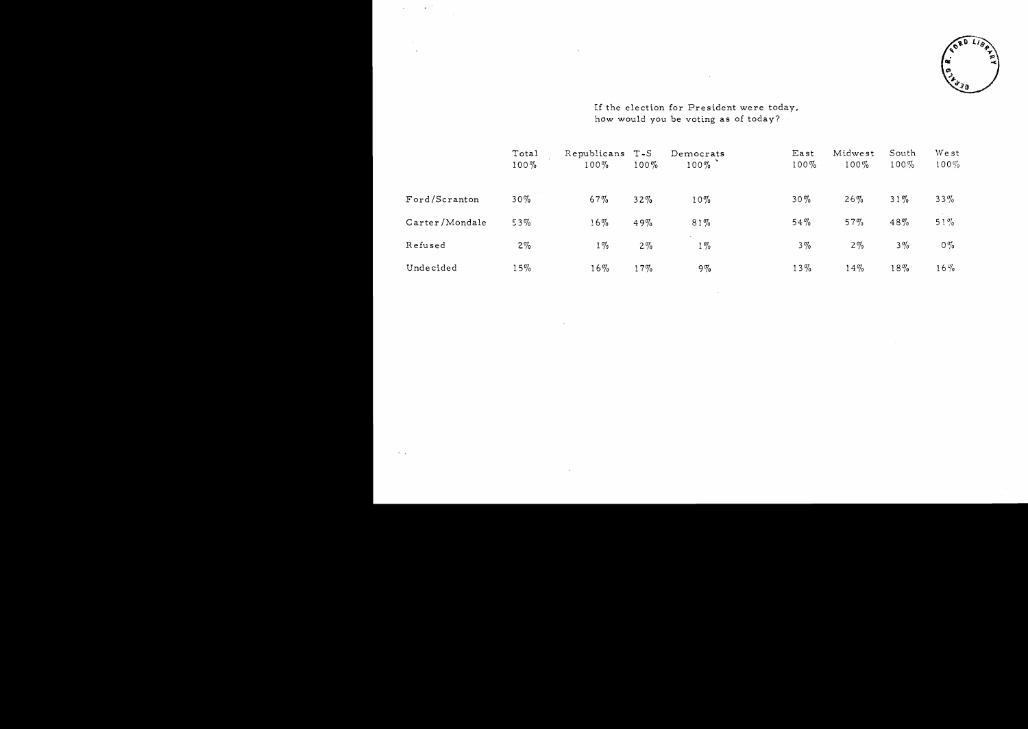If the election for President were today, how would you be voting as of today?

| | Total 100% | Republicans 100% | T-S 100% | Democrats 100% | East 100% | Midwest 100% | South 100% | West 100% |
|---|---|---|---|---|---|---|---|---|
| Ford/Scranton | 30% | 67% | 32% | 10% | 30% | 26% | 31% | 33% |
| Carter/Mondale | 53% | 16% | 49% | 81% | 54% | 57% | 48% | 51% |
| Refused | 2% | 1% | 2% | 1% | 3% | 2% | 3% | 0% |
| Undecided | 15% | 16% | 17% | 9% | 13% | 14% | 18% | 16% |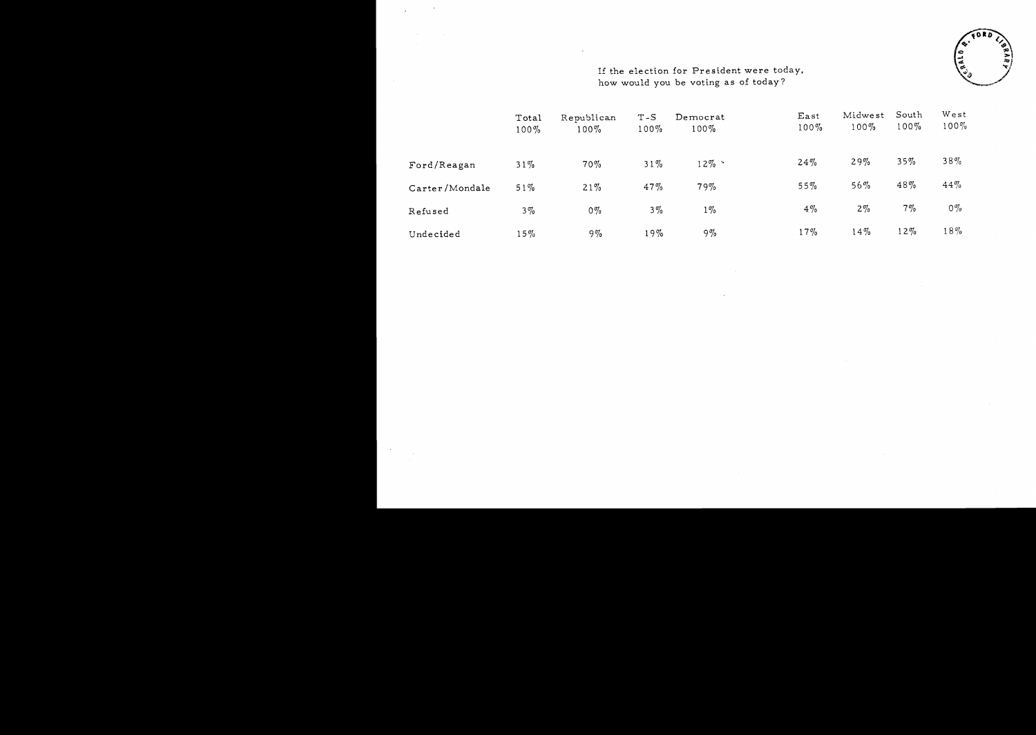If the election for President were today, how would you be voting as of today?

| | Total | Republican | T-S | Democrat | East | Midwest | South | West |
|---|---|---|---|---|---|---|---|---|
| | 100% | 100% | 100% | 100% | 100% | 100% | 100% | 100% |
| Ford/Reagan | 31% | 70% | 31% | 12% | 24% | 29% | 35% | 38% |
| Carter/Mondale | 51% | 21% | 47% | 79% | 55% | 56% | 48% | 44% |
| Refused | 3% | 0% | 3% | 1% | 4% | 2% | 7% | 0% |
| Undecided | 15% | 9% | 19% | 9% | 17% | 14% | 12% | 18% |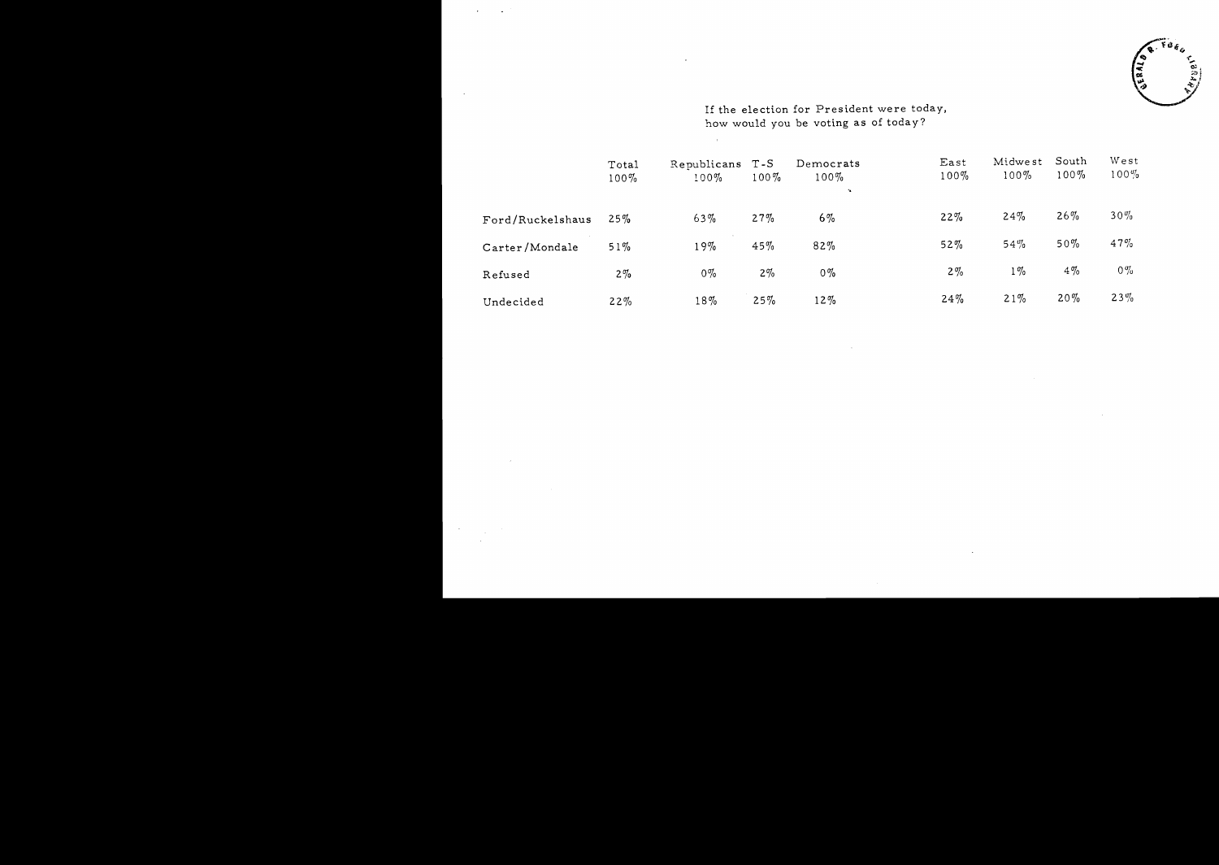If the election for President were today, how would you be voting as of today?

| | Total | Republicans | T-S | Democrats | East | Midwest | South | West |
|---|---|---|---|---|---|---|---|---|
| | 100% | 100% | 100% | 100% | 100% | 100% | 100% | 100% |
| Ford/Ruckelshaus | 25% | 63% | 27% | 6% | 22% | 24% | 26% | 30% |
| Carter/Mondale | 51% | 19% | 45% | 82% | 52% | 54% | 50% | 47% |
| Refused | 2% | 0% | 2% | 0% | 2% | 1% | 4% | 0% |
| Undecided | 22% | 18% | 25% | 12% | 24% | 21% | 20% | 23% |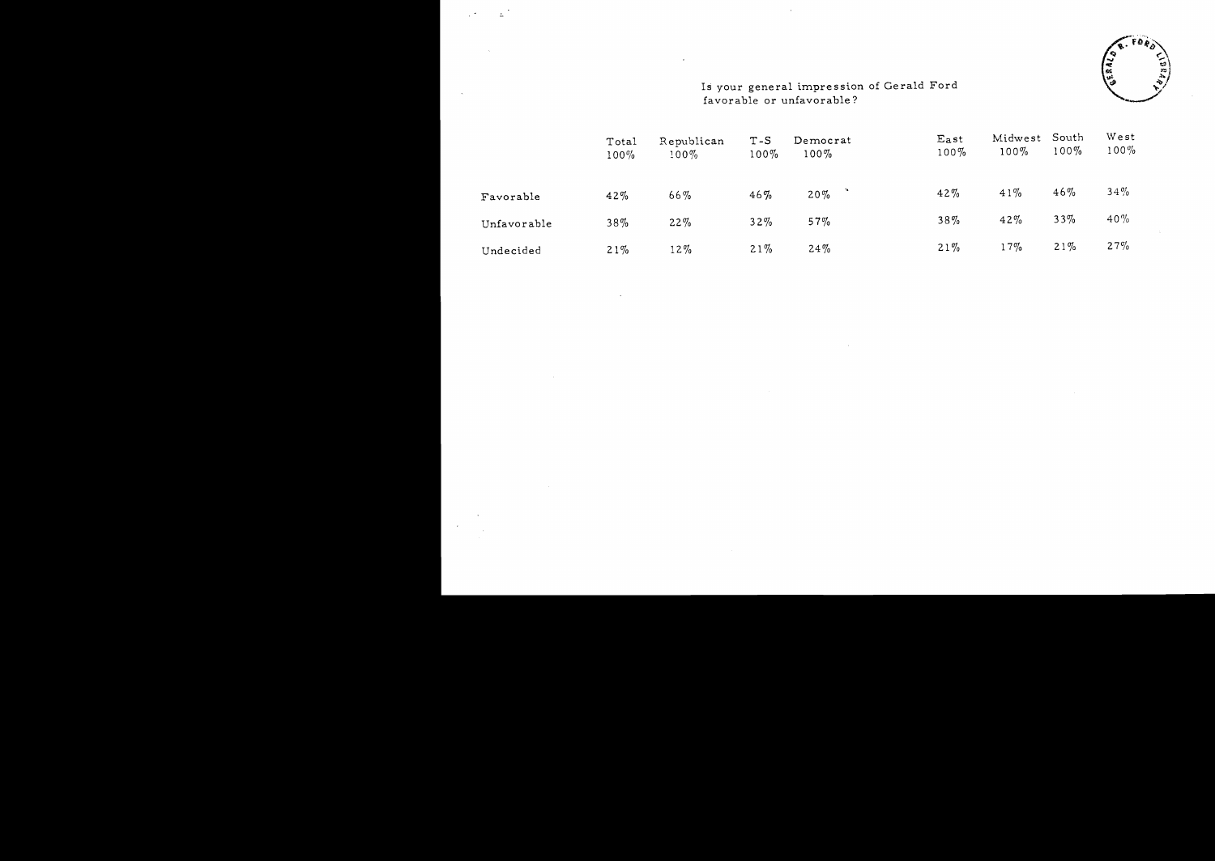Is your general impression of Gerald Ford favorable or unfavorable?

| | Total | Republican | T-S | Democrat | East | Midwest | South | West |
|---|---|---|---|---|---|---|---|---|
| | 100% | 100% | 100% | 100% | 100% | 100% | 100% | 100% |
| Favorable | 42% | 66% | 46% | 20% | 42% | 41% | 46% | 34% |
| Unfavorable | 38% | 22% | 32% | 57% | 38% | 42% | 33% | 40% |
| Undecided | 21% | 12% | 21% | 24% | 21% | 17% | 21% | 27% |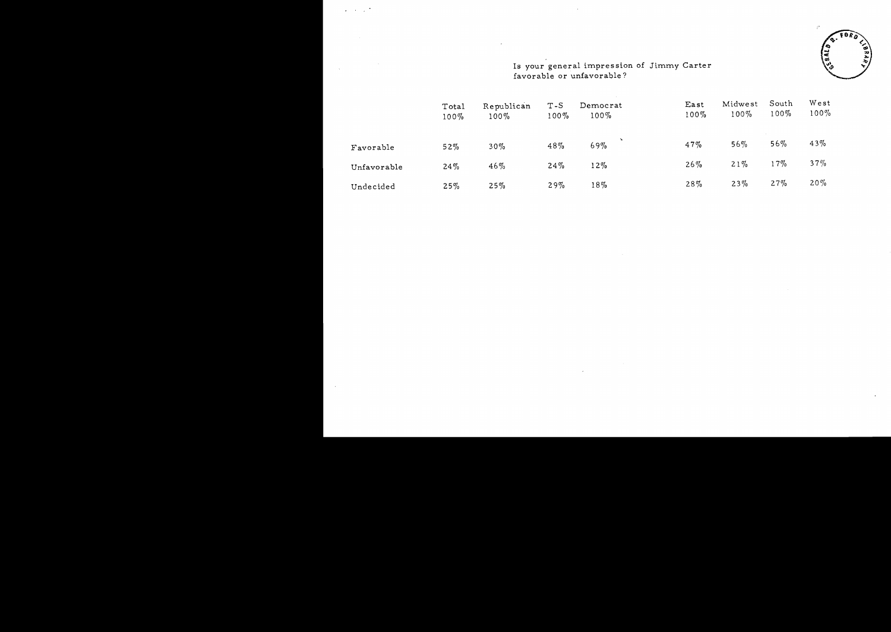Is your general impression of Jimmy Carter favorable or unfavorable?

| | Total | Republican | T-S | Democrat | East | Midwest | South | West |
|---|---|---|---|---|---|---|---|---|
| | 100% | 100% | 100% | 100% | 100% | 100% | 100% | 100% |
| Favorable | 52% | 30% | 48% | 69% | 47% | 56% | 56% | 43% |
| Unfavorable | 24% | 46% | 24% | 12% | 26% | 21% | 17% | 37% |
| Undecided | 25% | 25% | 29% | 18% | 28% | 23% | 27% | 20% |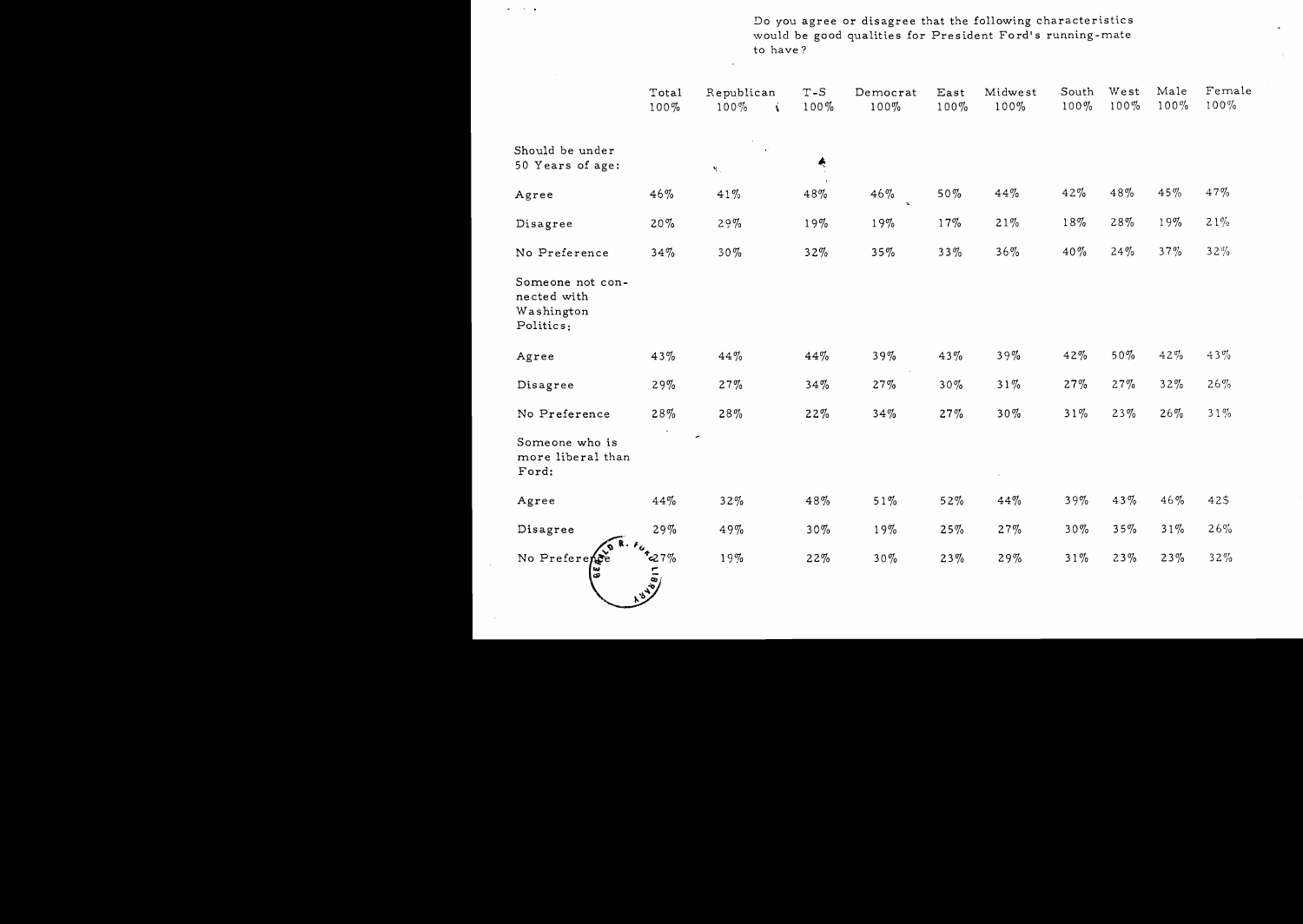Do you agree or disagree that the following characteristics would be good qualities for President Ford's running-mate to have?

| | Total 100% | Republican 100% | T-S 100% | Democrat 100% | East 100% | Midwest 100% | South 100% | West 100% | Male 100% | Female 100% |
|---|---|---|---|---|---|---|---|---|---|---|
| Should be under 50 Years of age: | | | | | | | | | | |
| Agree | 46% | 41% | 48% | 46% | 50% | 44% | 42% | 48% | 45% | 47% |
| Disagree | 20% | 29% | 19% | 19% | 17% | 21% | 18% | 28% | 19% | 21% |
| No Preference | 34% | 30% | 32% | 35% | 33% | 36% | 40% | 24% | 37% | 32% |
| Someone not connected with Washington Politics: | | | | | | | | | | |
| Agree | 43% | 44% | 44% | 39% | 43% | 39% | 42% | 50% | 42% | 43% |
| Disagree | 29% | 27% | 34% | 27% | 30% | 31% | 27% | 27% | 32% | 26% |
| No Preference | 28% | 28% | 22% | 34% | 27% | 30% | 31% | 23% | 26% | 31% |
| Someone who is more liberal than Ford: | | | | | | | | | | |
| Agree | 44% | 32% | 48% | 51% | 52% | 44% | 39% | 43% | 46% | 42$ |
| Disagree | 29% | 49% | 30% | 19% | 25% | 27% | 30% | 35% | 31% | 26% |
| No Preference | 27% | 19% | 22% | 30% | 23% | 29% | 31% | 23% | 23% | 32% |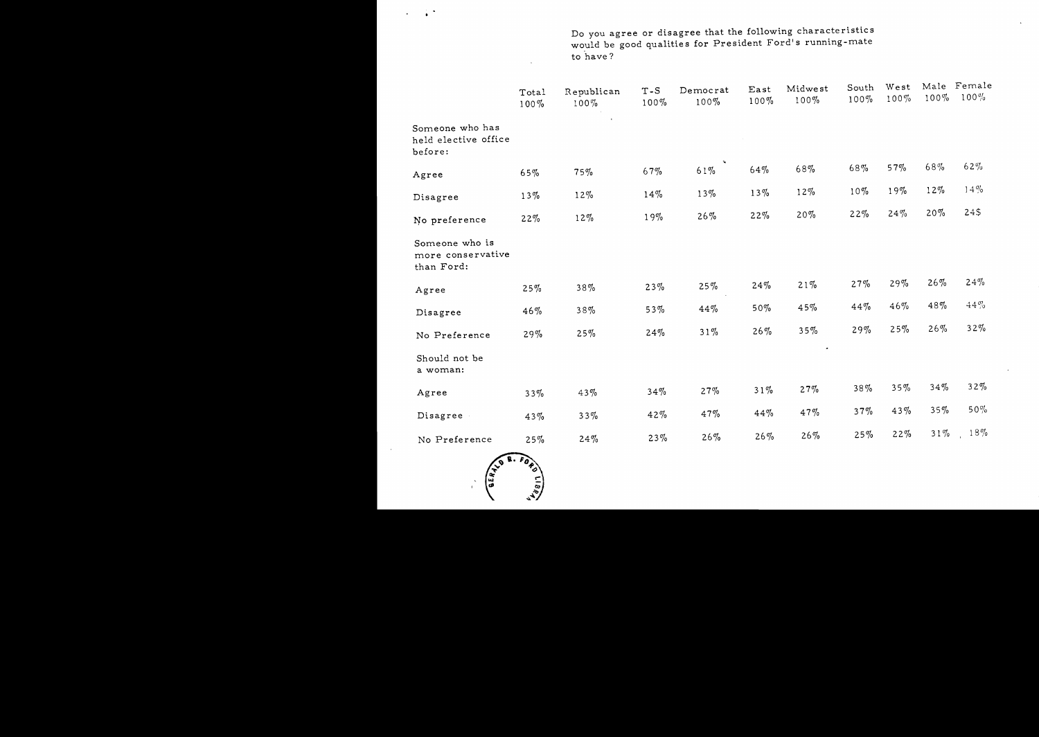Do you agree or disagree that the following characteristics would be good qualities for President Ford's running-mate to have?

| | Total 100% | Republican 100% | T-S 100% | Democrat 100% | East 100% | Midwest 100% | South 100% | West 100% | Male 100% | Female 100% |
|---|---|---|---|---|---|---|---|---|---|---|
| Someone who has held elective office before: | | | | | | | | | | |
| Agree | 65% | 75% | 67% | 61% | 64% | 68% | 68% | 57% | 68% | 62% |
| Disagree | 13% | 12% | 14% | 13% | 13% | 12% | 10% | 19% | 12% | 14% |
| No preference | 22% | 12% | 19% | 26% | 22% | 20% | 22% | 24% | 20% | 24$ |
| Someone who is more conservative than Ford: | | | | | | | | | | |
| Agree | 25% | 38% | 23% | 25% | 24% | 21% | 27% | 29% | 26% | 24% |
| Disagree | 46% | 38% | 53% | 44% | 50% | 45% | 44% | 46% | 48% | 44% |
| No Preference | 29% | 25% | 24% | 31% | 26% | 35% | 29% | 25% | 26% | 32% |
| Should not be a woman: | | | | | | | | | | |
| Agree | 33% | 43% | 34% | 27% | 31% | 27% | 38% | 35% | 34% | 32% |
| Disagree | 43% | 33% | 42% | 47% | 44% | 47% | 37% | 43% | 35% | 50% |
| No Preference | 25% | 24% | 23% | 26% | 26% | 26% | 25% | 22% | 31% | 18% |